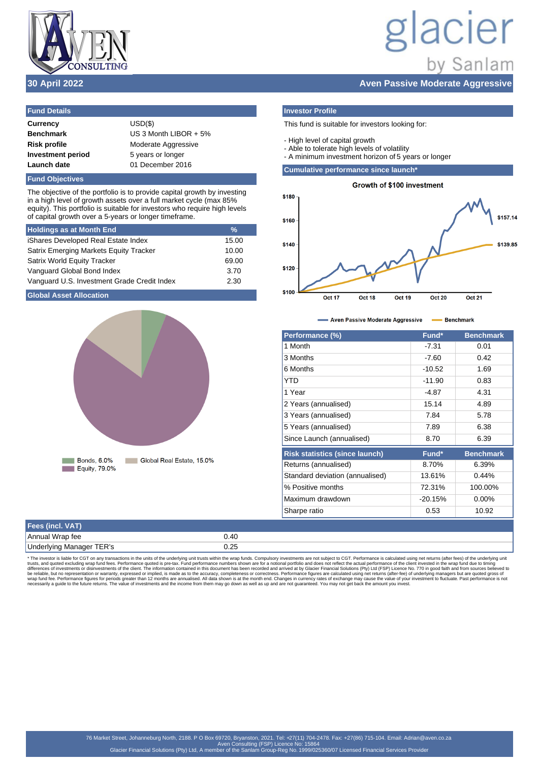**30 April 2022**

# Aven Passive Moderate Aggressive

## Fund Details

| | |
|---|---|
| **Currency** | USD($) |
| **Benchmark** | US 3 Month LIBOR + 5% |
| **Risk profile** | Moderate Aggressive |
| **Investment period** | 5 years or longer |
| **Launch date** | 01 December 2016 |

## Fund Objectives

The objective of the portfolio is to provide capital growth by investing in a high level of growth assets over a full market cycle (max 85% equity). This portfolio is suitable for investors who require high levels of capital growth over a 5-years or longer timeframe.

| Holdings as at Month End | % |
|---|---|
| iShares Developed Real Estate Index | 15.00 |
| Satrix Emerging Markets Equity Tracker | 10.00 |
| Satrix World Equity Tracker | 69.00 |
| Vanguard Global Bond Index | 3.70 |
| Vanguard U.S. Investment Grade Credit Index | 2.30 |

## Global Asset Allocation

Bonds, 6.0% | Global Real Estate, 15.0% | Equity, 79.0%

## Investor Profile

This fund is suitable for investors looking for:

- High level of capital growth
- Able to tolerate high levels of volatility
- A minimum investment horizon of 5 years or longer

## Cumulative performance since launch*

Growth of $100 investment

Aven Passive Moderate Aggressive: $157.14 | Benchmark: $139.85

| Performance (%) | Fund* | Benchmark |
|---|---|---|
| 1 Month | -7.31 | 0.01 |
| 3 Months | -7.60 | 0.42 |
| 6 Months | -10.52 | 1.69 |
| YTD | -11.90 | 0.83 |
| 1 Year | -4.87 | 4.31 |
| 2 Years (annualised) | 15.14 | 4.89 |
| 3 Years (annualised) | 7.84 | 5.78 |
| 5 Years (annualised) | 7.89 | 6.38 |
| Since Launch (annualised) | 8.70 | 6.39 |

| Risk statistics (since launch) | Fund* | Benchmark |
|---|---|---|
| Returns (annualised) | 8.70% | 6.39% |
| Standard deviation (annualised) | 13.61% | 0.44% |
| % Positive months | 72.31% | 100.00% |
| Maximum drawdown | -20.15% | 0.00% |
| Sharpe ratio | 0.53 | 10.92 |

| Fees (incl. VAT) | |
|---|---|
| Annual Wrap fee | 0.40 |
| Underlying Manager TER's | 0.25 |

* The investor is liable for CGT on any transactions in the units of the underlying unit trusts within the wrap funds. Compulsory investments are not subject to CGT. Performance is calculated using net returns (after fees) of the underlying unit trusts, and quoted excluding wrap fund fees. Performance quoted is pre-tax. Fund performance numbers shown are for a notional portfolio and does not reflect the actual performance of the client invested in the wrap fund due to timing differences of investments or disinvestments of the client. The information contained in this document has been recorded and arrived at by Glacier Financial Solutions (Pty) Ltd (FSP) Licence No. 770 in good faith and from sources believed to be reliable, but no representation or warranty, expressed or implied, is made as to the accuracy, completeness or correctness. Performance figures are calculated using net returns (after-fee) of underlying managers but are quoted gross of wrap fund fee. Performance figures for periods greater than 12 months are annualised. All data shown is at the month end. Changes in currency rates of exchange may cause the value of your investment to fluctuate. Past performance is not necessarily a guide to the future returns. The value of investments and the income from them may go down as well as up and are not guaranteed. You may not get back the amount you invest.

76 Market Street, Johanneburg North, 2188. P O Box 69720, Bryanston, 2021. Tel: +27(11) 704-2478. Fax: +27(86) 715-104. Email: Adrian@aven.co.za
Aven Consulting (FSP) Licence No: 15864
Glacier Financial Solutions (Pty) Ltd, A member of the Sanlam Group-Reg No. 1999/025360/07 Licensed Financial Services Provider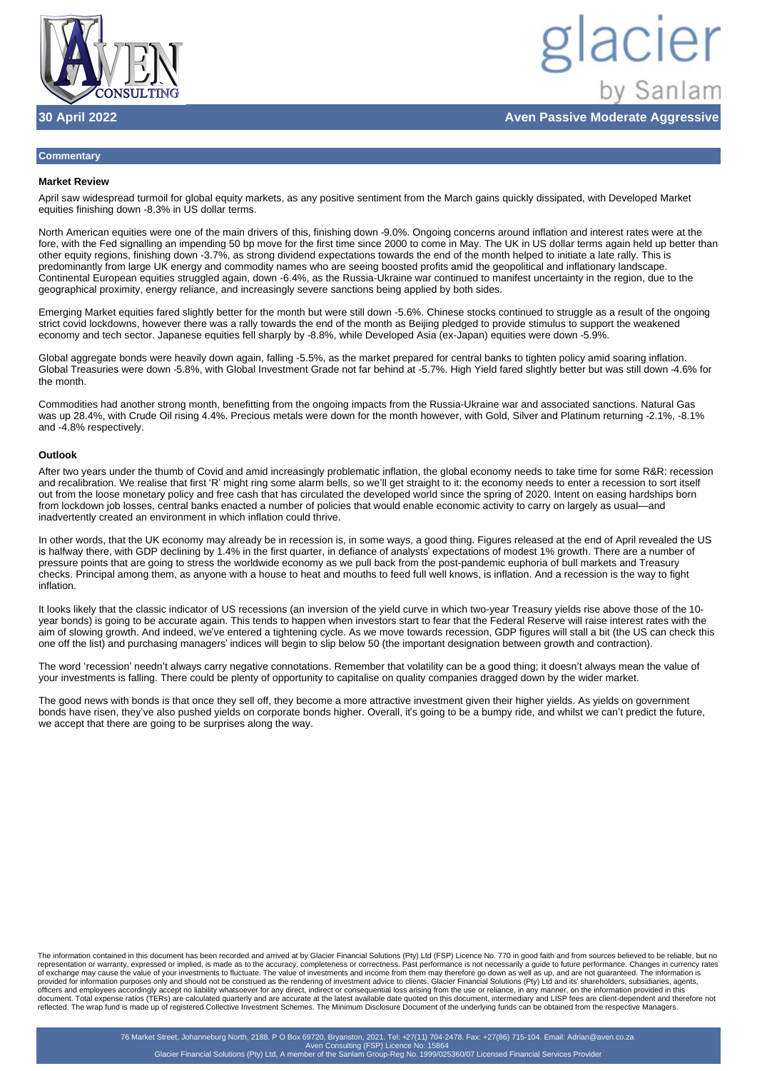30 April 2022 — Aven Passive Moderate Aggressive

## Commentary

### Market Review

April saw widespread turmoil for global equity markets, as any positive sentiment from the March gains quickly dissipated, with Developed Market equities finishing down -8.3% in US dollar terms.

North American equities were one of the main drivers of this, finishing down -9.0%. Ongoing concerns around inflation and interest rates were at the fore, with the Fed signalling an impending 50 bp move for the first time since 2000 to come in May. The UK in US dollar terms again held up better than other equity regions, finishing down -3.7%, as strong dividend expectations towards the end of the month helped to initiate a late rally. This is predominantly from large UK energy and commodity names who are seeing boosted profits amid the geopolitical and inflationary landscape. Continental European equities struggled again, down -6.4%, as the Russia-Ukraine war continued to manifest uncertainty in the region, due to the geographical proximity, energy reliance, and increasingly severe sanctions being applied by both sides.

Emerging Market equities fared slightly better for the month but were still down -5.6%. Chinese stocks continued to struggle as a result of the ongoing strict covid lockdowns, however there was a rally towards the end of the month as Beijing pledged to provide stimulus to support the weakened economy and tech sector. Japanese equities fell sharply by -8.8%, while Developed Asia (ex-Japan) equities were down -5.9%.

Global aggregate bonds were heavily down again, falling -5.5%, as the market prepared for central banks to tighten policy amid soaring inflation. Global Treasuries were down -5.8%, with Global Investment Grade not far behind at -5.7%. High Yield fared slightly better but was still down -4.6% for the month.

Commodities had another strong month, benefitting from the ongoing impacts from the Russia-Ukraine war and associated sanctions. Natural Gas was up 28.4%, with Crude Oil rising 4.4%. Precious metals were down for the month however, with Gold, Silver and Platinum returning -2.1%, -8.1% and -4.8% respectively.

### Outlook

After two years under the thumb of Covid and amid increasingly problematic inflation, the global economy needs to take time for some R&R: recession and recalibration. We realise that first 'R' might ring some alarm bells, so we'll get straight to it: the economy needs to enter a recession to sort itself out from the loose monetary policy and free cash that has circulated the developed world since the spring of 2020. Intent on easing hardships born from lockdown job losses, central banks enacted a number of policies that would enable economic activity to carry on largely as usual—and inadvertently created an environment in which inflation could thrive.

In other words, that the UK economy may already be in recession is, in some ways, a good thing. Figures released at the end of April revealed the US is halfway there, with GDP declining by 1.4% in the first quarter, in defiance of analysts' expectations of modest 1% growth. There are a number of pressure points that are going to stress the worldwide economy as we pull back from the post-pandemic euphoria of bull markets and Treasury checks. Principal among them, as anyone with a house to heat and mouths to feed full well knows, is inflation. And a recession is the way to fight inflation.

It looks likely that the classic indicator of US recessions (an inversion of the yield curve in which two-year Treasury yields rise above those of the 10-year bonds) is going to be accurate again. This tends to happen when investors start to fear that the Federal Reserve will raise interest rates with the aim of slowing growth. And indeed, we've entered a tightening cycle. As we move towards recession, GDP figures will stall a bit (the US can check this one off the list) and purchasing managers' indices will begin to slip below 50 (the important designation between growth and contraction).

The word 'recession' needn't always carry negative connotations. Remember that volatility can be a good thing; it doesn't always mean the value of your investments is falling. There could be plenty of opportunity to capitalise on quality companies dragged down by the wider market.

The good news with bonds is that once they sell off, they become a more attractive investment given their higher yields. As yields on government bonds have risen, they've also pushed yields on corporate bonds higher. Overall, it's going to be a bumpy ride, and whilst we can't predict the future, we accept that there are going to be surprises along the way.

The information contained in this document has been recorded and arrived at by Glacier Financial Solutions (Pty) Ltd (FSP) Licence No. 770 in good faith and from sources believed to be reliable, but no representation or warranty, expressed or implied, is made as to the accuracy, completeness or correctness. Past performance is not necessarily a guide to future performance. Changes in currency rates of exchange may cause the value of your investments to fluctuate. The value of investments and income from them may therefore go down as well as up, and are not guaranteed. The information is provided for information purposes only and should not be construed as the rendering of investment advice to clients. Glacier Financial Solutions (Pty) Ltd and its' shareholders, subsidiaries, agents, officers and employees accordingly accept no liability whatsoever for any direct, indirect or consequential loss arising from the use or reliance, in any manner, on the information provided in this document. Total expense ratios (TERs) are calculated quarterly and are accurate at the latest available date quoted on this document, intermediary and LISP fees are client-dependent and therefore not reflected. The wrap fund is made up of registered Collective Investment Schemes. The Minimum Disclosure Document of the underlying funds can be obtained from the respective Managers.

76 Market Street, Johanneburg North, 2188. P O Box 69720, Bryanston, 2021. Tel: +27(11) 704-2478. Fax: +27(86) 715-104. Email: Adrian@aven.co.za
Aven Consulting (FSP) Licence No: 15864
Glacier Financial Solutions (Pty) Ltd, A member of the Sanlam Group-Reg No. 1999/025360/07 Licensed Financial Services Provider